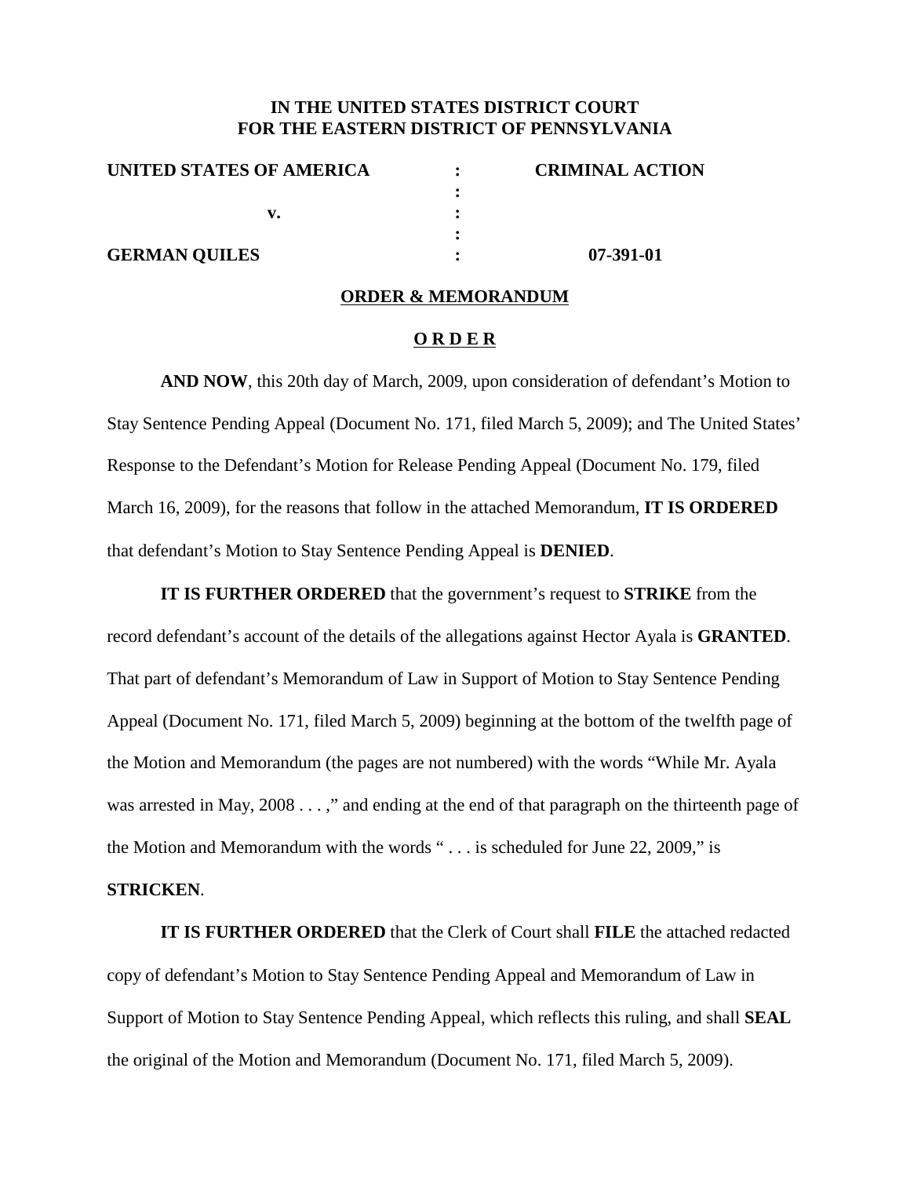**IN THE UNITED STATES DISTRICT COURT**
**FOR THE EASTERN DISTRICT OF PENNSYLVANIA**

| | | |
|---|---|---|
| **UNITED STATES OF AMERICA** | : | **CRIMINAL ACTION** |
| | : | |
| **v.** | : | |
| | : | |
| **GERMAN QUILES** | : | **07-391-01** |

**ORDER & MEMORANDUM**

**O R D E R**

**AND NOW**, this 20th day of March, 2009, upon consideration of defendant's Motion to Stay Sentence Pending Appeal (Document No. 171, filed March 5, 2009); and The United States' Response to the Defendant's Motion for Release Pending Appeal (Document No. 179, filed March 16, 2009), for the reasons that follow in the attached Memorandum, **IT IS ORDERED** that defendant's Motion to Stay Sentence Pending Appeal is **DENIED**.

**IT IS FURTHER ORDERED** that the government's request to **STRIKE** from the record defendant's account of the details of the allegations against Hector Ayala is **GRANTED**. That part of defendant's Memorandum of Law in Support of Motion to Stay Sentence Pending Appeal (Document No. 171, filed March 5, 2009) beginning at the bottom of the twelfth page of the Motion and Memorandum (the pages are not numbered) with the words "While Mr. Ayala was arrested in May, 2008 . . . ," and ending at the end of that paragraph on the thirteenth page of the Motion and Memorandum with the words " . . . is scheduled for June 22, 2009," is **STRICKEN**.

**IT IS FURTHER ORDERED** that the Clerk of Court shall **FILE** the attached redacted copy of defendant's Motion to Stay Sentence Pending Appeal and Memorandum of Law in Support of Motion to Stay Sentence Pending Appeal, which reflects this ruling, and shall **SEAL** the original of the Motion and Memorandum (Document No. 171, filed March 5, 2009).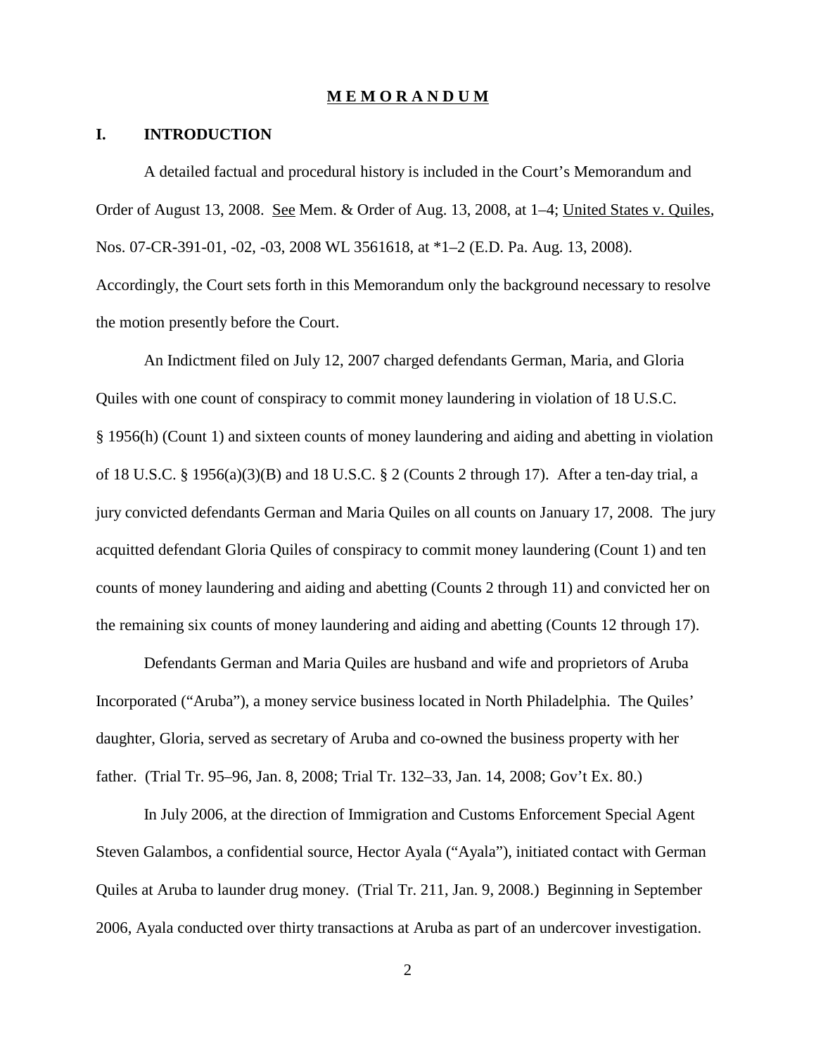# M E M O R A N D U M

## I. INTRODUCTION

A detailed factual and procedural history is included in the Court's Memorandum and Order of August 13, 2008. See Mem. & Order of Aug. 13, 2008, at 1–4; United States v. Quiles, Nos. 07-CR-391-01, -02, -03, 2008 WL 3561618, at *1–2 (E.D. Pa. Aug. 13, 2008). Accordingly, the Court sets forth in this Memorandum only the background necessary to resolve the motion presently before the Court.

An Indictment filed on July 12, 2007 charged defendants German, Maria, and Gloria Quiles with one count of conspiracy to commit money laundering in violation of 18 U.S.C. § 1956(h) (Count 1) and sixteen counts of money laundering and aiding and abetting in violation of 18 U.S.C. § 1956(a)(3)(B) and 18 U.S.C. § 2 (Counts 2 through 17). After a ten-day trial, a jury convicted defendants German and Maria Quiles on all counts on January 17, 2008. The jury acquitted defendant Gloria Quiles of conspiracy to commit money laundering (Count 1) and ten counts of money laundering and aiding and abetting (Counts 2 through 11) and convicted her on the remaining six counts of money laundering and aiding and abetting (Counts 12 through 17).

Defendants German and Maria Quiles are husband and wife and proprietors of Aruba Incorporated ("Aruba"), a money service business located in North Philadelphia. The Quiles' daughter, Gloria, served as secretary of Aruba and co-owned the business property with her father. (Trial Tr. 95–96, Jan. 8, 2008; Trial Tr. 132–33, Jan. 14, 2008; Gov't Ex. 80.)

In July 2006, at the direction of Immigration and Customs Enforcement Special Agent Steven Galambos, a confidential source, Hector Ayala ("Ayala"), initiated contact with German Quiles at Aruba to launder drug money. (Trial Tr. 211, Jan. 9, 2008.) Beginning in September 2006, Ayala conducted over thirty transactions at Aruba as part of an undercover investigation.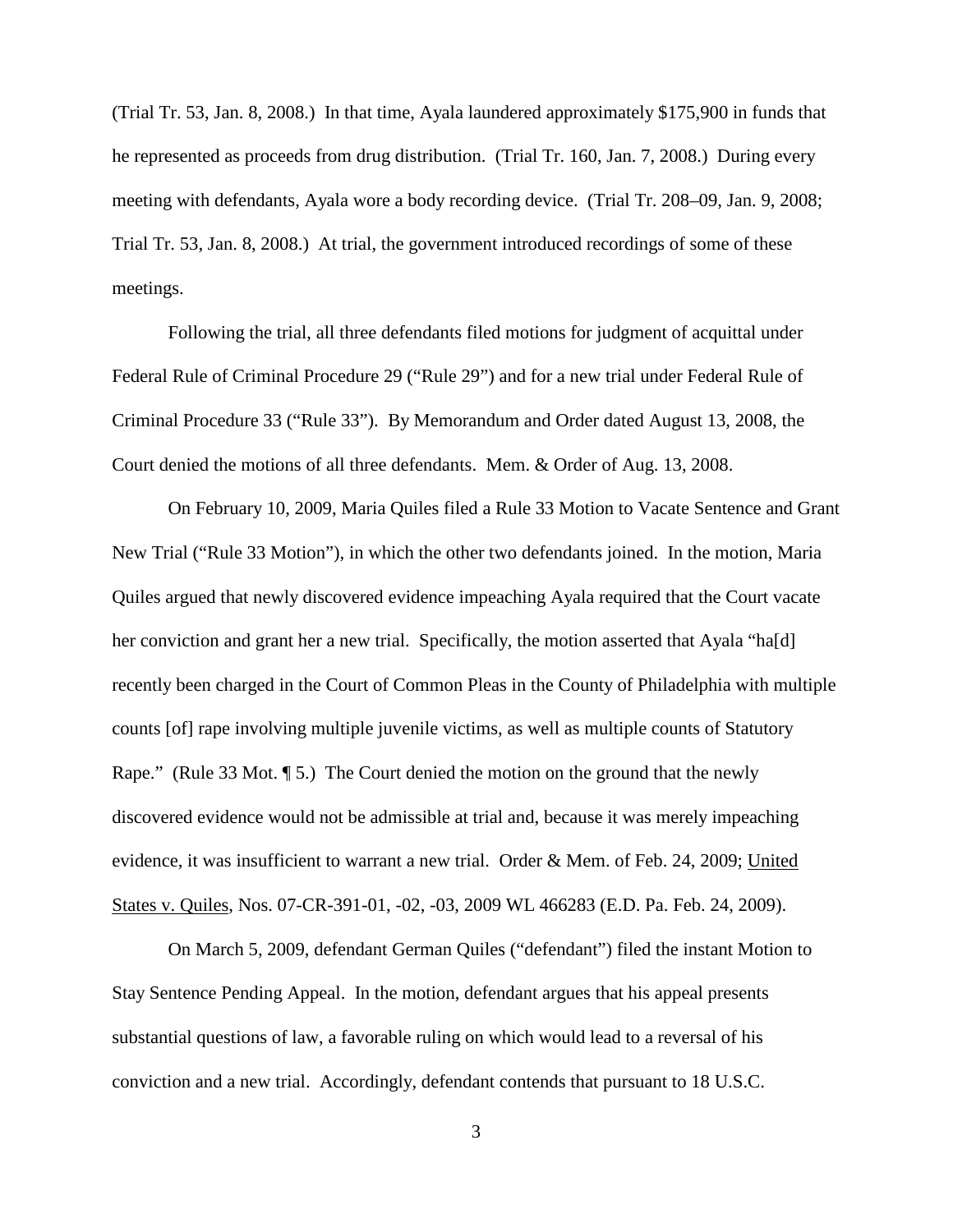(Trial Tr. 53, Jan. 8, 2008.) In that time, Ayala laundered approximately $175,900 in funds that he represented as proceeds from drug distribution. (Trial Tr. 160, Jan. 7, 2008.) During every meeting with defendants, Ayala wore a body recording device. (Trial Tr. 208–09, Jan. 9, 2008; Trial Tr. 53, Jan. 8, 2008.) At trial, the government introduced recordings of some of these meetings.

Following the trial, all three defendants filed motions for judgment of acquittal under Federal Rule of Criminal Procedure 29 ("Rule 29") and for a new trial under Federal Rule of Criminal Procedure 33 ("Rule 33"). By Memorandum and Order dated August 13, 2008, the Court denied the motions of all three defendants. Mem. & Order of Aug. 13, 2008.

On February 10, 2009, Maria Quiles filed a Rule 33 Motion to Vacate Sentence and Grant New Trial ("Rule 33 Motion"), in which the other two defendants joined. In the motion, Maria Quiles argued that newly discovered evidence impeaching Ayala required that the Court vacate her conviction and grant her a new trial. Specifically, the motion asserted that Ayala "ha[d] recently been charged in the Court of Common Pleas in the County of Philadelphia with multiple counts [of] rape involving multiple juvenile victims, as well as multiple counts of Statutory Rape." (Rule 33 Mot. ¶ 5.) The Court denied the motion on the ground that the newly discovered evidence would not be admissible at trial and, because it was merely impeaching evidence, it was insufficient to warrant a new trial. Order & Mem. of Feb. 24, 2009; United States v. Quiles, Nos. 07-CR-391-01, -02, -03, 2009 WL 466283 (E.D. Pa. Feb. 24, 2009).

On March 5, 2009, defendant German Quiles ("defendant") filed the instant Motion to Stay Sentence Pending Appeal. In the motion, defendant argues that his appeal presents substantial questions of law, a favorable ruling on which would lead to a reversal of his conviction and a new trial. Accordingly, defendant contends that pursuant to 18 U.S.C.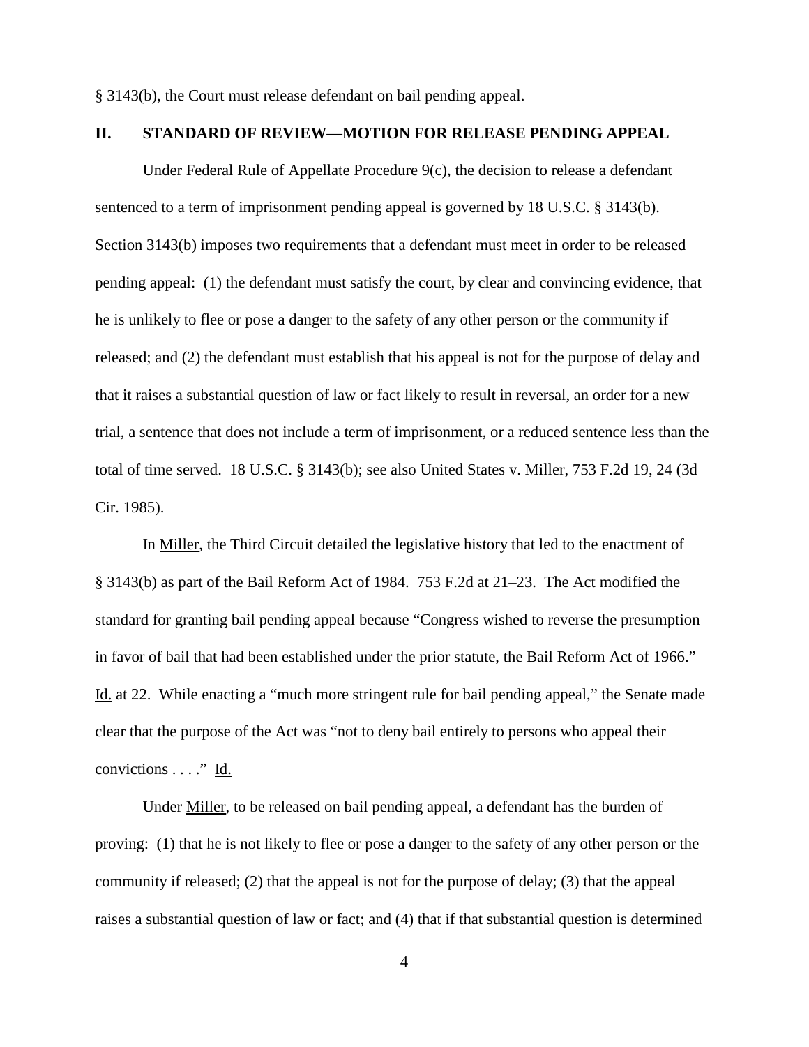§ 3143(b), the Court must release defendant on bail pending appeal.

## II. STANDARD OF REVIEW—MOTION FOR RELEASE PENDING APPEAL

Under Federal Rule of Appellate Procedure 9(c), the decision to release a defendant sentenced to a term of imprisonment pending appeal is governed by 18 U.S.C. § 3143(b). Section 3143(b) imposes two requirements that a defendant must meet in order to be released pending appeal: (1) the defendant must satisfy the court, by clear and convincing evidence, that he is unlikely to flee or pose a danger to the safety of any other person or the community if released; and (2) the defendant must establish that his appeal is not for the purpose of delay and that it raises a substantial question of law or fact likely to result in reversal, an order for a new trial, a sentence that does not include a term of imprisonment, or a reduced sentence less than the total of time served. 18 U.S.C. § 3143(b); see also United States v. Miller, 753 F.2d 19, 24 (3d Cir. 1985).

In Miller, the Third Circuit detailed the legislative history that led to the enactment of § 3143(b) as part of the Bail Reform Act of 1984. 753 F.2d at 21–23. The Act modified the standard for granting bail pending appeal because "Congress wished to reverse the presumption in favor of bail that had been established under the prior statute, the Bail Reform Act of 1966." Id. at 22. While enacting a "much more stringent rule for bail pending appeal," the Senate made clear that the purpose of the Act was "not to deny bail entirely to persons who appeal their convictions . . . ." Id.

Under Miller, to be released on bail pending appeal, a defendant has the burden of proving: (1) that he is not likely to flee or pose a danger to the safety of any other person or the community if released; (2) that the appeal is not for the purpose of delay; (3) that the appeal raises a substantial question of law or fact; and (4) that if that substantial question is determined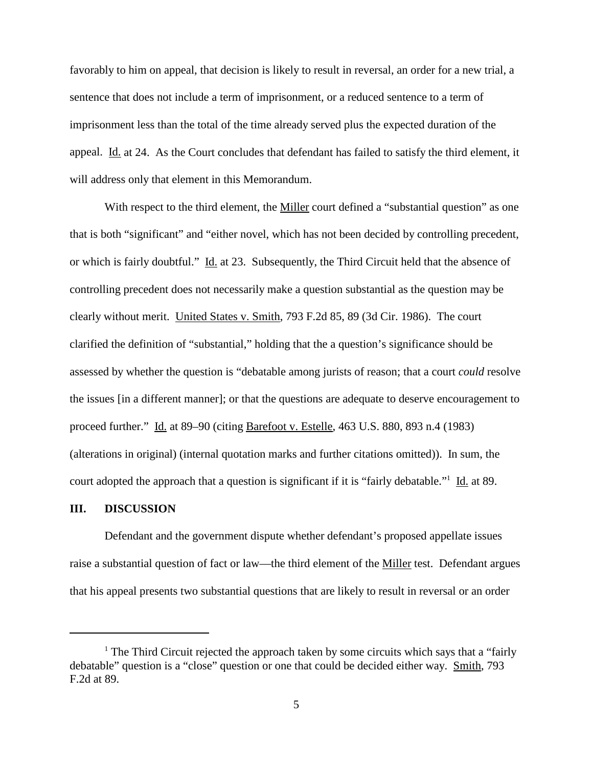favorably to him on appeal, that decision is likely to result in reversal, an order for a new trial, a sentence that does not include a term of imprisonment, or a reduced sentence to a term of imprisonment less than the total of the time already served plus the expected duration of the appeal. Id. at 24. As the Court concludes that defendant has failed to satisfy the third element, it will address only that element in this Memorandum.

With respect to the third element, the Miller court defined a "substantial question" as one that is both "significant" and "either novel, which has not been decided by controlling precedent, or which is fairly doubtful." Id. at 23. Subsequently, the Third Circuit held that the absence of controlling precedent does not necessarily make a question substantial as the question may be clearly without merit. United States v. Smith, 793 F.2d 85, 89 (3d Cir. 1986). The court clarified the definition of "substantial," holding that the a question's significance should be assessed by whether the question is "debatable among jurists of reason; that a court *could* resolve the issues [in a different manner]; or that the questions are adequate to deserve encouragement to proceed further." Id. at 89–90 (citing Barefoot v. Estelle, 463 U.S. 880, 893 n.4 (1983) (alterations in original) (internal quotation marks and further citations omitted)). In sum, the court adopted the approach that a question is significant if it is "fairly debatable."[1] Id. at 89.

## III. DISCUSSION

Defendant and the government dispute whether defendant's proposed appellate issues raise a substantial question of fact or law—the third element of the Miller test. Defendant argues that his appeal presents two substantial questions that are likely to result in reversal or an order

---

[1] The Third Circuit rejected the approach taken by some circuits which says that a "fairly debatable" question is a "close" question or one that could be decided either way. Smith, 793 F.2d at 89.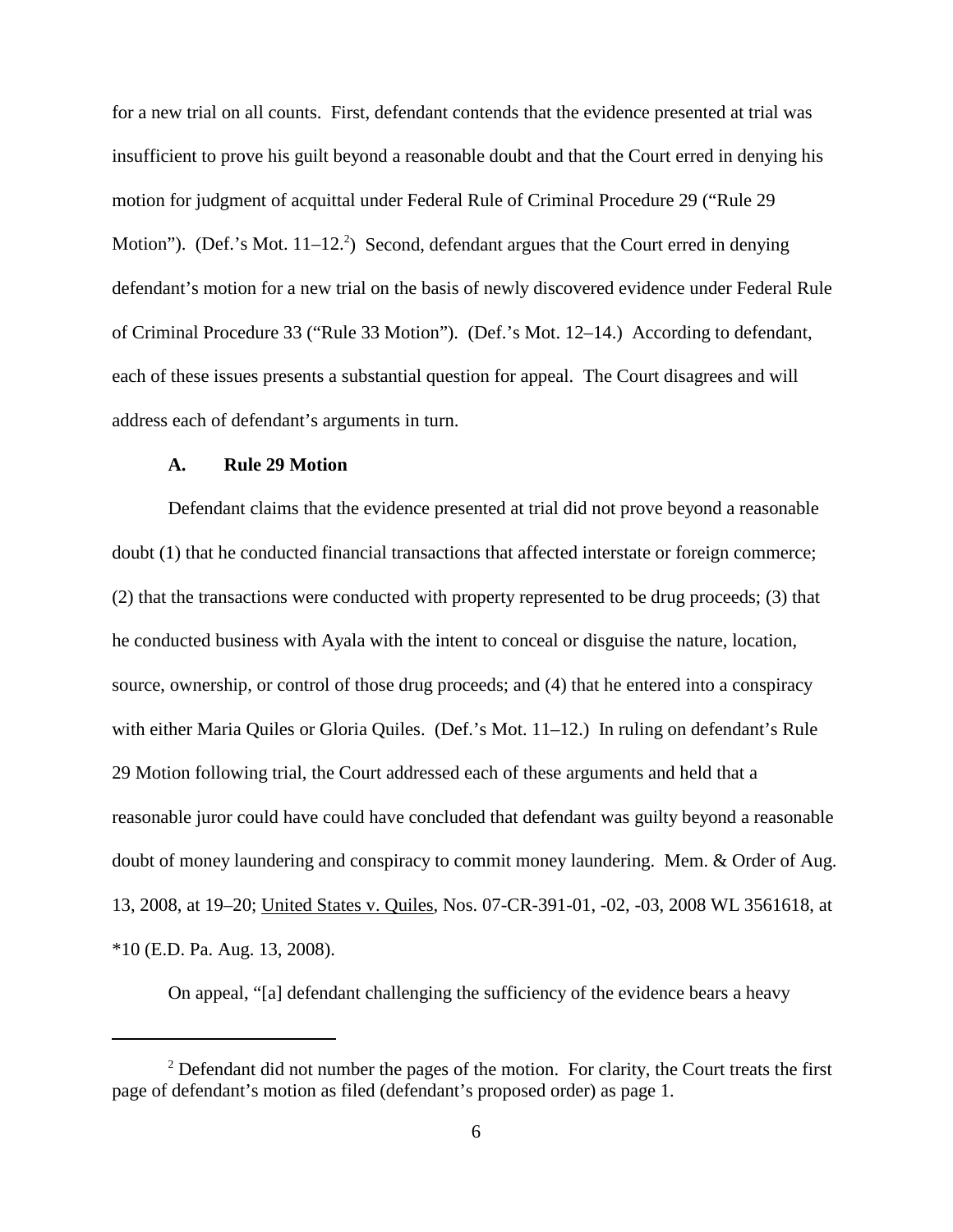for a new trial on all counts. First, defendant contends that the evidence presented at trial was insufficient to prove his guilt beyond a reasonable doubt and that the Court erred in denying his motion for judgment of acquittal under Federal Rule of Criminal Procedure 29 ("Rule 29 Motion"). (Def.'s Mot. 11–12.[2]) Second, defendant argues that the Court erred in denying defendant's motion for a new trial on the basis of newly discovered evidence under Federal Rule of Criminal Procedure 33 ("Rule 33 Motion"). (Def.'s Mot. 12–14.) According to defendant, each of these issues presents a substantial question for appeal. The Court disagrees and will address each of defendant's arguments in turn.

### A. Rule 29 Motion

Defendant claims that the evidence presented at trial did not prove beyond a reasonable doubt (1) that he conducted financial transactions that affected interstate or foreign commerce; (2) that the transactions were conducted with property represented to be drug proceeds; (3) that he conducted business with Ayala with the intent to conceal or disguise the nature, location, source, ownership, or control of those drug proceeds; and (4) that he entered into a conspiracy with either Maria Quiles or Gloria Quiles. (Def.'s Mot. 11–12.) In ruling on defendant's Rule 29 Motion following trial, the Court addressed each of these arguments and held that a reasonable juror could have could have concluded that defendant was guilty beyond a reasonable doubt of money laundering and conspiracy to commit money laundering. Mem. & Order of Aug. 13, 2008, at 19–20; United States v. Quiles, Nos. 07-CR-391-01, -02, -03, 2008 WL 3561618, at *10 (E.D. Pa. Aug. 13, 2008).

On appeal, "[a] defendant challenging the sufficiency of the evidence bears a heavy

---

[2] Defendant did not number the pages of the motion. For clarity, the Court treats the first page of defendant's motion as filed (defendant's proposed order) as page 1.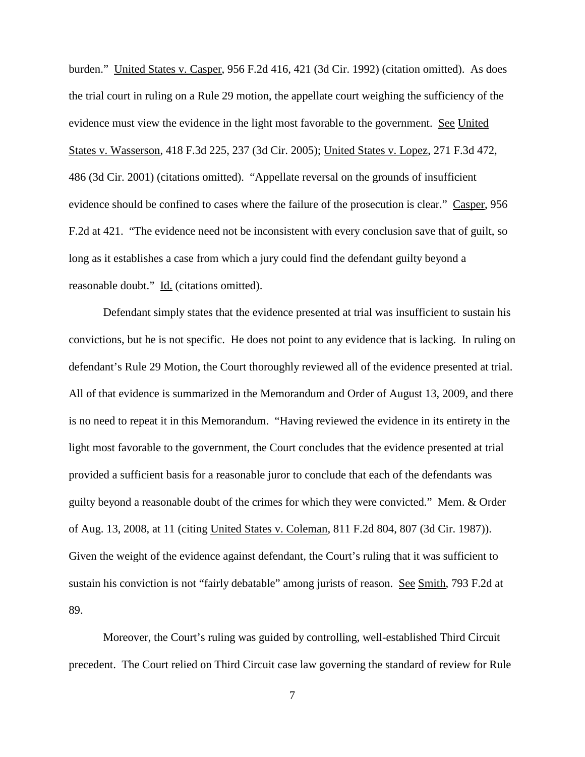burden." United States v. Casper, 956 F.2d 416, 421 (3d Cir. 1992) (citation omitted). As does the trial court in ruling on a Rule 29 motion, the appellate court weighing the sufficiency of the evidence must view the evidence in the light most favorable to the government. See United States v. Wasserson, 418 F.3d 225, 237 (3d Cir. 2005); United States v. Lopez, 271 F.3d 472, 486 (3d Cir. 2001) (citations omitted). "Appellate reversal on the grounds of insufficient evidence should be confined to cases where the failure of the prosecution is clear." Casper, 956 F.2d at 421. "The evidence need not be inconsistent with every conclusion save that of guilt, so long as it establishes a case from which a jury could find the defendant guilty beyond a reasonable doubt." Id. (citations omitted).

Defendant simply states that the evidence presented at trial was insufficient to sustain his convictions, but he is not specific. He does not point to any evidence that is lacking. In ruling on defendant's Rule 29 Motion, the Court thoroughly reviewed all of the evidence presented at trial. All of that evidence is summarized in the Memorandum and Order of August 13, 2009, and there is no need to repeat it in this Memorandum. "Having reviewed the evidence in its entirety in the light most favorable to the government, the Court concludes that the evidence presented at trial provided a sufficient basis for a reasonable juror to conclude that each of the defendants was guilty beyond a reasonable doubt of the crimes for which they were convicted." Mem. & Order of Aug. 13, 2008, at 11 (citing United States v. Coleman, 811 F.2d 804, 807 (3d Cir. 1987)). Given the weight of the evidence against defendant, the Court's ruling that it was sufficient to sustain his conviction is not "fairly debatable" among jurists of reason. See Smith, 793 F.2d at 89.

Moreover, the Court's ruling was guided by controlling, well-established Third Circuit precedent. The Court relied on Third Circuit case law governing the standard of review for Rule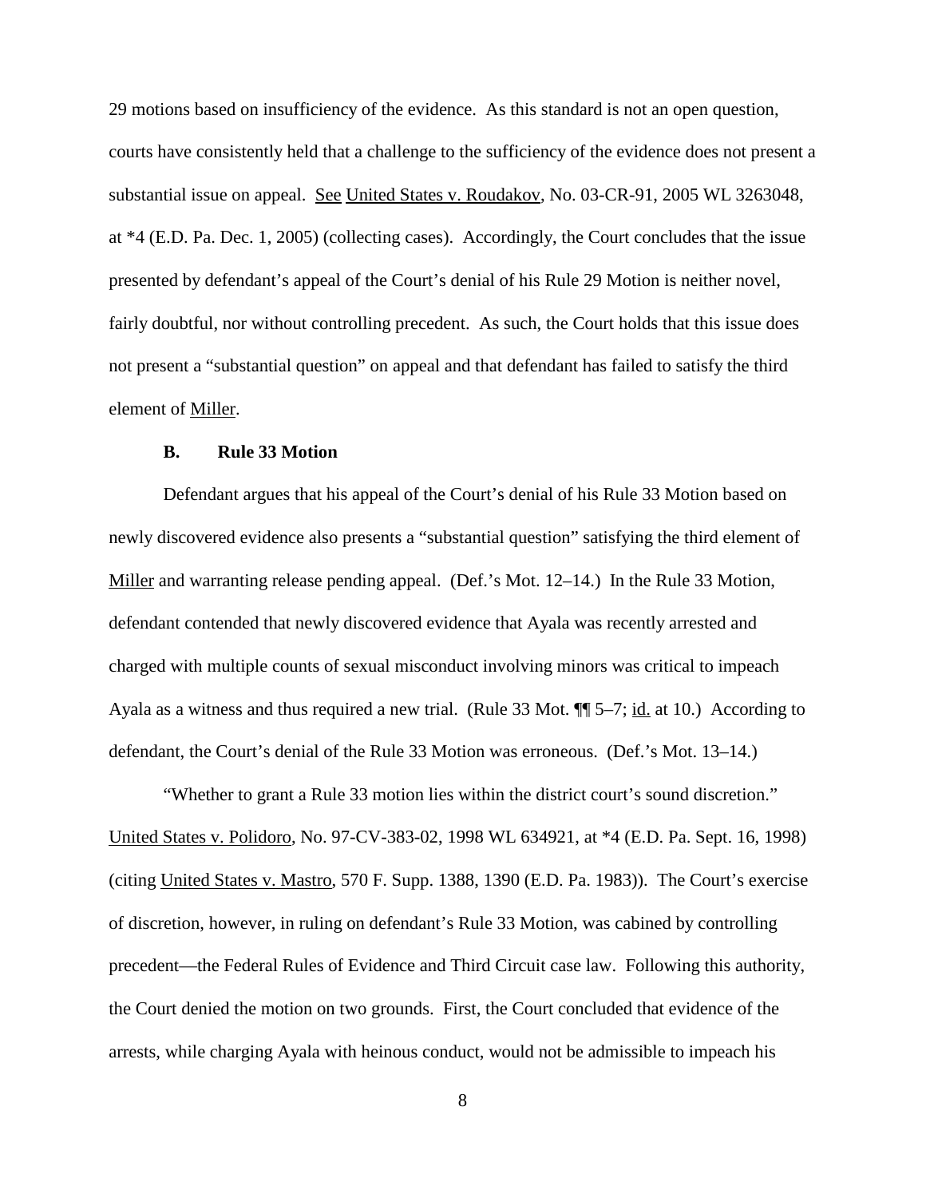29 motions based on insufficiency of the evidence. As this standard is not an open question, courts have consistently held that a challenge to the sufficiency of the evidence does not present a substantial issue on appeal. See United States v. Roudakov, No. 03-CR-91, 2005 WL 3263048, at *4 (E.D. Pa. Dec. 1, 2005) (collecting cases). Accordingly, the Court concludes that the issue presented by defendant's appeal of the Court's denial of his Rule 29 Motion is neither novel, fairly doubtful, nor without controlling precedent. As such, the Court holds that this issue does not present a "substantial question" on appeal and that defendant has failed to satisfy the third element of Miller.

### B. Rule 33 Motion

Defendant argues that his appeal of the Court's denial of his Rule 33 Motion based on newly discovered evidence also presents a "substantial question" satisfying the third element of Miller and warranting release pending appeal. (Def.'s Mot. 12–14.) In the Rule 33 Motion, defendant contended that newly discovered evidence that Ayala was recently arrested and charged with multiple counts of sexual misconduct involving minors was critical to impeach Ayala as a witness and thus required a new trial. (Rule 33 Mot. ¶¶ 5–7; id. at 10.) According to defendant, the Court's denial of the Rule 33 Motion was erroneous. (Def.'s Mot. 13–14.)

"Whether to grant a Rule 33 motion lies within the district court's sound discretion." United States v. Polidoro, No. 97-CV-383-02, 1998 WL 634921, at *4 (E.D. Pa. Sept. 16, 1998) (citing United States v. Mastro, 570 F. Supp. 1388, 1390 (E.D. Pa. 1983)). The Court's exercise of discretion, however, in ruling on defendant's Rule 33 Motion, was cabined by controlling precedent—the Federal Rules of Evidence and Third Circuit case law. Following this authority, the Court denied the motion on two grounds. First, the Court concluded that evidence of the arrests, while charging Ayala with heinous conduct, would not be admissible to impeach his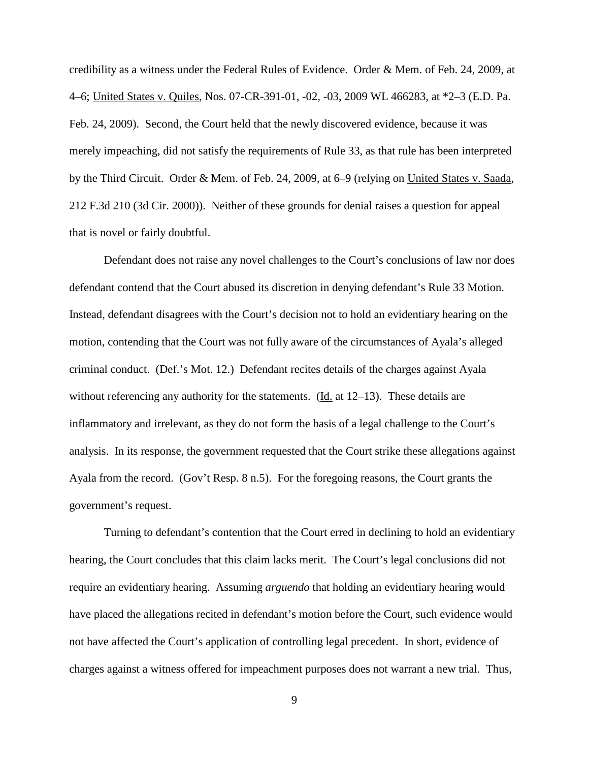credibility as a witness under the Federal Rules of Evidence. Order & Mem. of Feb. 24, 2009, at 4–6; United States v. Quiles, Nos. 07-CR-391-01, -02, -03, 2009 WL 466283, at *2–3 (E.D. Pa. Feb. 24, 2009). Second, the Court held that the newly discovered evidence, because it was merely impeaching, did not satisfy the requirements of Rule 33, as that rule has been interpreted by the Third Circuit. Order & Mem. of Feb. 24, 2009, at 6–9 (relying on United States v. Saada, 212 F.3d 210 (3d Cir. 2000)). Neither of these grounds for denial raises a question for appeal that is novel or fairly doubtful.

Defendant does not raise any novel challenges to the Court's conclusions of law nor does defendant contend that the Court abused its discretion in denying defendant's Rule 33 Motion. Instead, defendant disagrees with the Court's decision not to hold an evidentiary hearing on the motion, contending that the Court was not fully aware of the circumstances of Ayala's alleged criminal conduct. (Def.'s Mot. 12.) Defendant recites details of the charges against Ayala without referencing any authority for the statements. (Id. at 12–13). These details are inflammatory and irrelevant, as they do not form the basis of a legal challenge to the Court's analysis. In its response, the government requested that the Court strike these allegations against Ayala from the record. (Gov't Resp. 8 n.5). For the foregoing reasons, the Court grants the government's request.

Turning to defendant's contention that the Court erred in declining to hold an evidentiary hearing, the Court concludes that this claim lacks merit. The Court's legal conclusions did not require an evidentiary hearing. Assuming *arguendo* that holding an evidentiary hearing would have placed the allegations recited in defendant's motion before the Court, such evidence would not have affected the Court's application of controlling legal precedent. In short, evidence of charges against a witness offered for impeachment purposes does not warrant a new trial. Thus,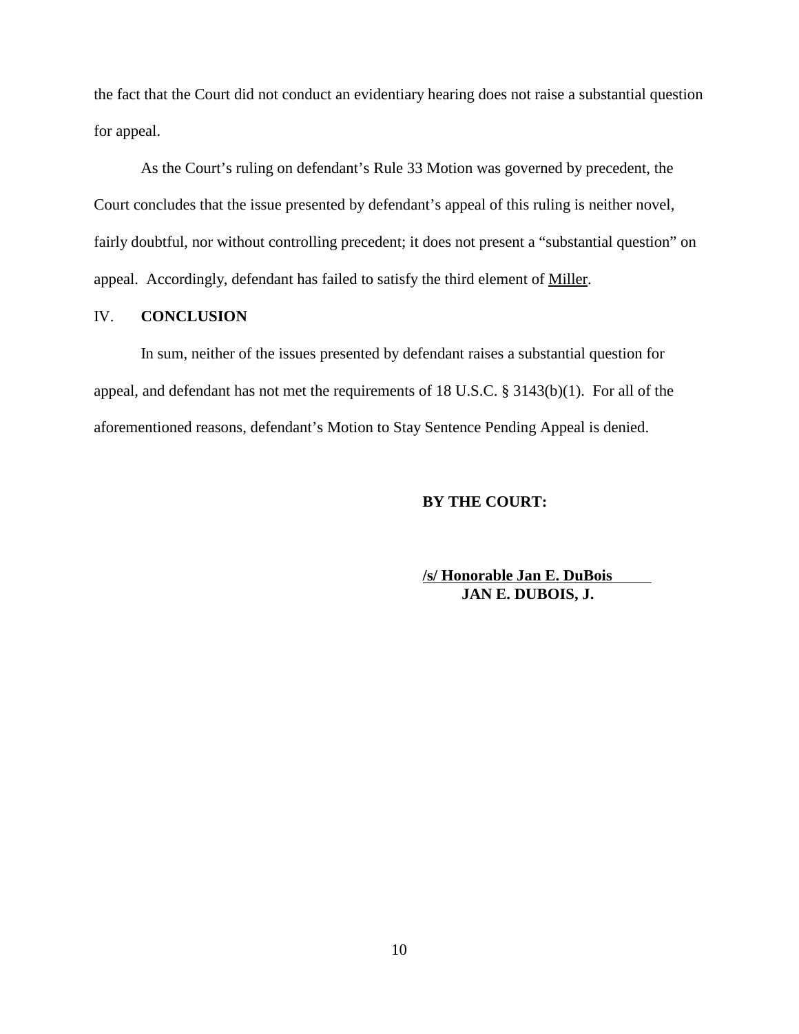the fact that the Court did not conduct an evidentiary hearing does not raise a substantial question for appeal.

As the Court's ruling on defendant's Rule 33 Motion was governed by precedent, the Court concludes that the issue presented by defendant's appeal of this ruling is neither novel, fairly doubtful, nor without controlling precedent; it does not present a "substantial question" on appeal. Accordingly, defendant has failed to satisfy the third element of Miller.

## IV. CONCLUSION

In sum, neither of the issues presented by defendant raises a substantial question for appeal, and defendant has not met the requirements of 18 U.S.C. § 3143(b)(1). For all of the aforementioned reasons, defendant's Motion to Stay Sentence Pending Appeal is denied.

**BY THE COURT:**

**/s/ Honorable Jan E. DuBois**
**JAN E. DUBOIS, J.**